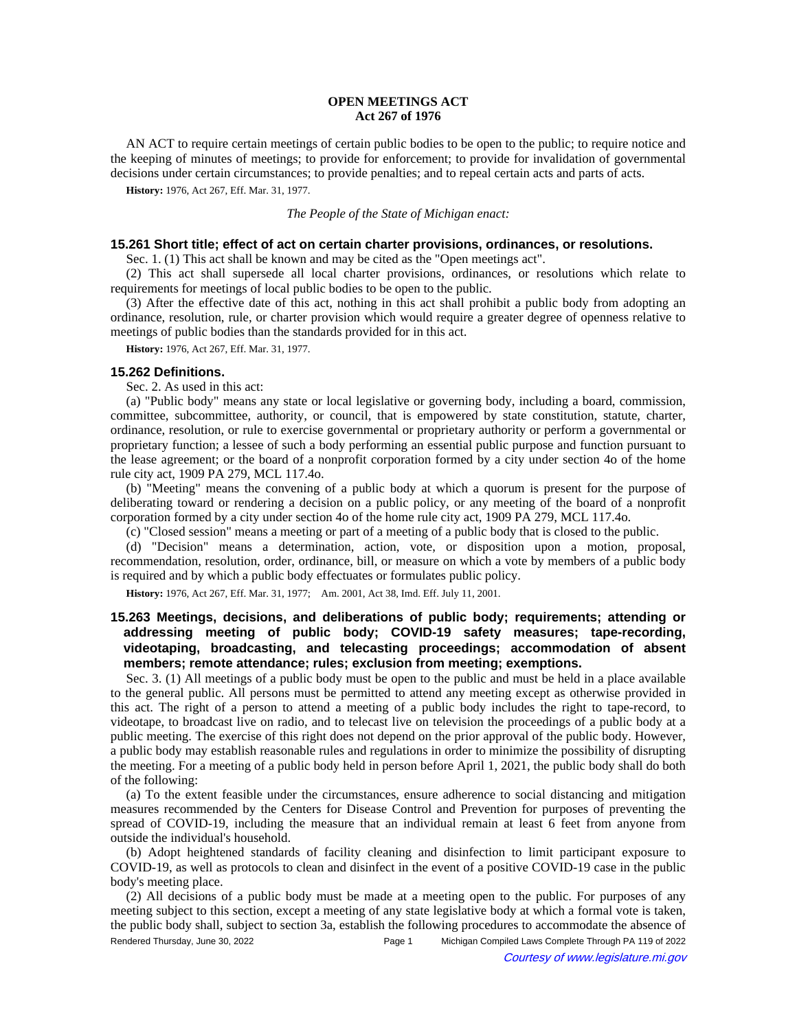# OPEN MEETINGS ACT
## Act 267 of 1976

AN ACT to require certain meetings of certain public bodies to be open to the public; to require notice and the keeping of minutes of meetings; to provide for enforcement; to provide for invalidation of governmental decisions under certain circumstances; to provide penalties; and to repeal certain acts and parts of acts.

**History:** 1976, Act 267, Eff. Mar. 31, 1977.

*The People of the State of Michigan enact:*

### 15.261 Short title; effect of act on certain charter provisions, ordinances, or resolutions.

Sec. 1. (1) This act shall be known and may be cited as the "Open meetings act".

(2) This act shall supersede all local charter provisions, ordinances, or resolutions which relate to requirements for meetings of local public bodies to be open to the public.

(3) After the effective date of this act, nothing in this act shall prohibit a public body from adopting an ordinance, resolution, rule, or charter provision which would require a greater degree of openness relative to meetings of public bodies than the standards provided for in this act.

**History:** 1976, Act 267, Eff. Mar. 31, 1977.

### 15.262 Definitions.

Sec. 2. As used in this act:

(a) "Public body" means any state or local legislative or governing body, including a board, commission, committee, subcommittee, authority, or council, that is empowered by state constitution, statute, charter, ordinance, resolution, or rule to exercise governmental or proprietary authority or perform a governmental or proprietary function; a lessee of such a body performing an essential public purpose and function pursuant to the lease agreement; or the board of a nonprofit corporation formed by a city under section 4o of the home rule city act, 1909 PA 279, MCL 117.4o.

(b) "Meeting" means the convening of a public body at which a quorum is present for the purpose of deliberating toward or rendering a decision on a public policy, or any meeting of the board of a nonprofit corporation formed by a city under section 4o of the home rule city act, 1909 PA 279, MCL 117.4o.

(c) "Closed session" means a meeting or part of a meeting of a public body that is closed to the public.

(d) "Decision" means a determination, action, vote, or disposition upon a motion, proposal, recommendation, resolution, order, ordinance, bill, or measure on which a vote by members of a public body is required and by which a public body effectuates or formulates public policy.

**History:** 1976, Act 267, Eff. Mar. 31, 1977; Am. 2001, Act 38, Imd. Eff. July 11, 2001.

### 15.263 Meetings, decisions, and deliberations of public body; requirements; attending or addressing meeting of public body; COVID-19 safety measures; tape-recording, videotaping, broadcasting, and telecasting proceedings; accommodation of absent members; remote attendance; rules; exclusion from meeting; exemptions.

Sec. 3. (1) All meetings of a public body must be open to the public and must be held in a place available to the general public. All persons must be permitted to attend any meeting except as otherwise provided in this act. The right of a person to attend a meeting of a public body includes the right to tape-record, to videotape, to broadcast live on radio, and to telecast live on television the proceedings of a public body at a public meeting. The exercise of this right does not depend on the prior approval of the public body. However, a public body may establish reasonable rules and regulations in order to minimize the possibility of disrupting the meeting. For a meeting of a public body held in person before April 1, 2021, the public body shall do both of the following:

(a) To the extent feasible under the circumstances, ensure adherence to social distancing and mitigation measures recommended by the Centers for Disease Control and Prevention for purposes of preventing the spread of COVID-19, including the measure that an individual remain at least 6 feet from anyone from outside the individual's household.

(b) Adopt heightened standards of facility cleaning and disinfection to limit participant exposure to COVID-19, as well as protocols to clean and disinfect in the event of a positive COVID-19 case in the public body's meeting place.

(2) All decisions of a public body must be made at a meeting open to the public. For purposes of any meeting subject to this section, except a meeting of any state legislative body at which a formal vote is taken, the public body shall, subject to section 3a, establish the following procedures to accommodate the absence of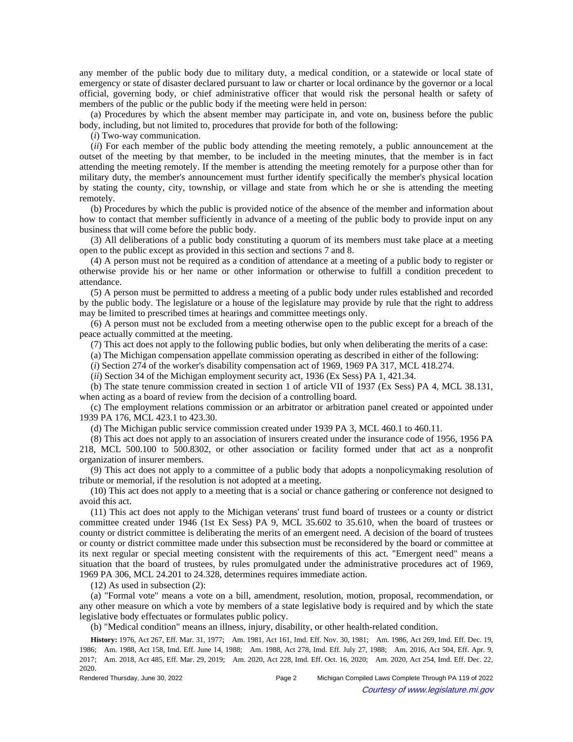any member of the public body due to military duty, a medical condition, or a statewide or local state of emergency or state of disaster declared pursuant to law or charter or local ordinance by the governor or a local official, governing body, or chief administrative officer that would risk the personal health or safety of members of the public or the public body if the meeting were held in person:

(a) Procedures by which the absent member may participate in, and vote on, business before the public body, including, but not limited to, procedures that provide for both of the following:

(*i*) Two-way communication.

(*ii*) For each member of the public body attending the meeting remotely, a public announcement at the outset of the meeting by that member, to be included in the meeting minutes, that the member is in fact attending the meeting remotely. If the member is attending the meeting remotely for a purpose other than for military duty, the member's announcement must further identify specifically the member's physical location by stating the county, city, township, or village and state from which he or she is attending the meeting remotely.

(b) Procedures by which the public is provided notice of the absence of the member and information about how to contact that member sufficiently in advance of a meeting of the public body to provide input on any business that will come before the public body.

(3) All deliberations of a public body constituting a quorum of its members must take place at a meeting open to the public except as provided in this section and sections 7 and 8.

(4) A person must not be required as a condition of attendance at a meeting of a public body to register or otherwise provide his or her name or other information or otherwise to fulfill a condition precedent to attendance.

(5) A person must be permitted to address a meeting of a public body under rules established and recorded by the public body. The legislature or a house of the legislature may provide by rule that the right to address may be limited to prescribed times at hearings and committee meetings only.

(6) A person must not be excluded from a meeting otherwise open to the public except for a breach of the peace actually committed at the meeting.

(7) This act does not apply to the following public bodies, but only when deliberating the merits of a case:

(a) The Michigan compensation appellate commission operating as described in either of the following:

(*i*) Section 274 of the worker's disability compensation act of 1969, 1969 PA 317, MCL 418.274.

(*ii*) Section 34 of the Michigan employment security act, 1936 (Ex Sess) PA 1, 421.34.

(b) The state tenure commission created in section 1 of article VII of 1937 (Ex Sess) PA 4, MCL 38.131, when acting as a board of review from the decision of a controlling board.

(c) The employment relations commission or an arbitrator or arbitration panel created or appointed under 1939 PA 176, MCL 423.1 to 423.30.

(d) The Michigan public service commission created under 1939 PA 3, MCL 460.1 to 460.11.

(8) This act does not apply to an association of insurers created under the insurance code of 1956, 1956 PA 218, MCL 500.100 to 500.8302, or other association or facility formed under that act as a nonprofit organization of insurer members.

(9) This act does not apply to a committee of a public body that adopts a nonpolicymaking resolution of tribute or memorial, if the resolution is not adopted at a meeting.

(10) This act does not apply to a meeting that is a social or chance gathering or conference not designed to avoid this act.

(11) This act does not apply to the Michigan veterans' trust fund board of trustees or a county or district committee created under 1946 (1st Ex Sess) PA 9, MCL 35.602 to 35.610, when the board of trustees or county or district committee is deliberating the merits of an emergent need. A decision of the board of trustees or county or district committee made under this subsection must be reconsidered by the board or committee at its next regular or special meeting consistent with the requirements of this act. "Emergent need" means a situation that the board of trustees, by rules promulgated under the administrative procedures act of 1969, 1969 PA 306, MCL 24.201 to 24.328, determines requires immediate action.

(12) As used in subsection (2):

(a) "Formal vote" means a vote on a bill, amendment, resolution, motion, proposal, recommendation, or any other measure on which a vote by members of a state legislative body is required and by which the state legislative body effectuates or formulates public policy.

(b) "Medical condition" means an illness, injury, disability, or other health-related condition.

**History:** 1976, Act 267, Eff. Mar. 31, 1977; Am. 1981, Act 161, Imd. Eff. Nov. 30, 1981; Am. 1986, Act 269, Imd. Eff. Dec. 19, 1986; Am. 1988, Act 158, Imd. Eff. June 14, 1988; Am. 1988, Act 278, Imd. Eff. July 27, 1988; Am. 2016, Act 504, Eff. Apr. 9, 2017; Am. 2018, Act 485, Eff. Mar. 29, 2019; Am. 2020, Act 228, Imd. Eff. Oct. 16, 2020; Am. 2020, Act 254, Imd. Eff. Dec. 22, 2020.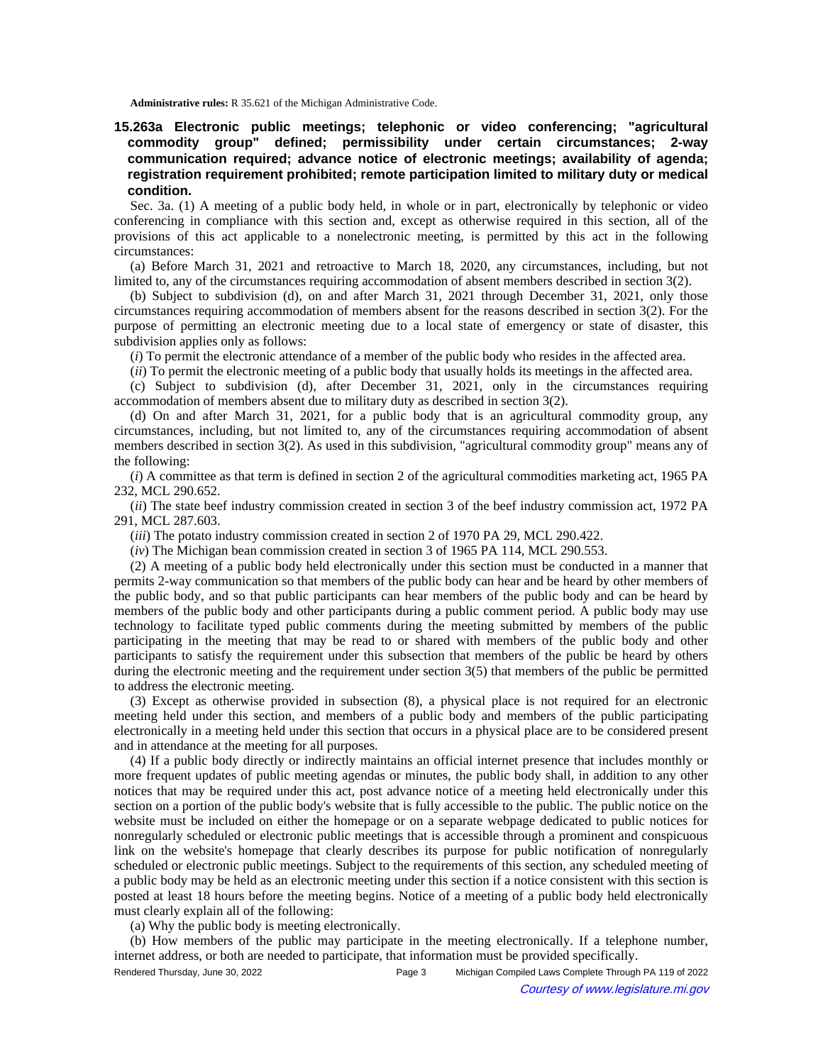**Administrative rules:** R 35.621 of the Michigan Administrative Code.

### 15.263a Electronic public meetings; telephonic or video conferencing; "agricultural commodity group" defined; permissibility under certain circumstances; 2-way communication required; advance notice of electronic meetings; availability of agenda; registration requirement prohibited; remote participation limited to military duty or medical condition.

Sec. 3a. (1) A meeting of a public body held, in whole or in part, electronically by telephonic or video conferencing in compliance with this section and, except as otherwise required in this section, all of the provisions of this act applicable to a nonelectronic meeting, is permitted by this act in the following circumstances:

(a) Before March 31, 2021 and retroactive to March 18, 2020, any circumstances, including, but not limited to, any of the circumstances requiring accommodation of absent members described in section 3(2).

(b) Subject to subdivision (d), on and after March 31, 2021 through December 31, 2021, only those circumstances requiring accommodation of members absent for the reasons described in section 3(2). For the purpose of permitting an electronic meeting due to a local state of emergency or state of disaster, this subdivision applies only as follows:

(*i*) To permit the electronic attendance of a member of the public body who resides in the affected area.

(*ii*) To permit the electronic meeting of a public body that usually holds its meetings in the affected area.

(c) Subject to subdivision (d), after December 31, 2021, only in the circumstances requiring accommodation of members absent due to military duty as described in section 3(2).

(d) On and after March 31, 2021, for a public body that is an agricultural commodity group, any circumstances, including, but not limited to, any of the circumstances requiring accommodation of absent members described in section 3(2). As used in this subdivision, "agricultural commodity group" means any of the following:

(*i*) A committee as that term is defined in section 2 of the agricultural commodities marketing act, 1965 PA 232, MCL 290.652.

(*ii*) The state beef industry commission created in section 3 of the beef industry commission act, 1972 PA 291, MCL 287.603.

(*iii*) The potato industry commission created in section 2 of 1970 PA 29, MCL 290.422.

(*iv*) The Michigan bean commission created in section 3 of 1965 PA 114, MCL 290.553.

(2) A meeting of a public body held electronically under this section must be conducted in a manner that permits 2-way communication so that members of the public body can hear and be heard by other members of the public body, and so that public participants can hear members of the public body and can be heard by members of the public body and other participants during a public comment period. A public body may use technology to facilitate typed public comments during the meeting submitted by members of the public participating in the meeting that may be read to or shared with members of the public body and other participants to satisfy the requirement under this subsection that members of the public be heard by others during the electronic meeting and the requirement under section 3(5) that members of the public be permitted to address the electronic meeting.

(3) Except as otherwise provided in subsection (8), a physical place is not required for an electronic meeting held under this section, and members of a public body and members of the public participating electronically in a meeting held under this section that occurs in a physical place are to be considered present and in attendance at the meeting for all purposes.

(4) If a public body directly or indirectly maintains an official internet presence that includes monthly or more frequent updates of public meeting agendas or minutes, the public body shall, in addition to any other notices that may be required under this act, post advance notice of a meeting held electronically under this section on a portion of the public body's website that is fully accessible to the public. The public notice on the website must be included on either the homepage or on a separate webpage dedicated to public notices for nonregularly scheduled or electronic public meetings that is accessible through a prominent and conspicuous link on the website's homepage that clearly describes its purpose for public notification of nonregularly scheduled or electronic public meetings. Subject to the requirements of this section, any scheduled meeting of a public body may be held as an electronic meeting under this section if a notice consistent with this section is posted at least 18 hours before the meeting begins. Notice of a meeting of a public body held electronically must clearly explain all of the following:

(a) Why the public body is meeting electronically.

(b) How members of the public may participate in the meeting electronically. If a telephone number, internet address, or both are needed to participate, that information must be provided specifically.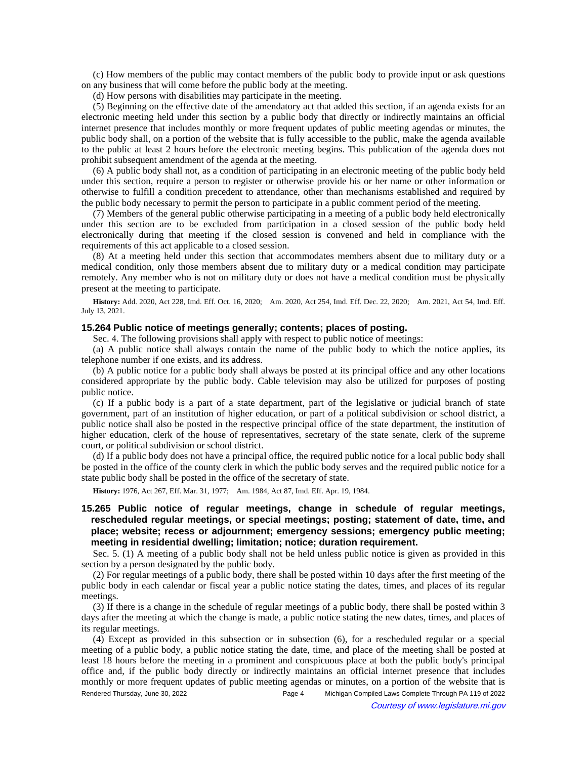(c) How members of the public may contact members of the public body to provide input or ask questions on any business that will come before the public body at the meeting.

(d) How persons with disabilities may participate in the meeting.

(5) Beginning on the effective date of the amendatory act that added this section, if an agenda exists for an electronic meeting held under this section by a public body that directly or indirectly maintains an official internet presence that includes monthly or more frequent updates of public meeting agendas or minutes, the public body shall, on a portion of the website that is fully accessible to the public, make the agenda available to the public at least 2 hours before the electronic meeting begins. This publication of the agenda does not prohibit subsequent amendment of the agenda at the meeting.

(6) A public body shall not, as a condition of participating in an electronic meeting of the public body held under this section, require a person to register or otherwise provide his or her name or other information or otherwise to fulfill a condition precedent to attendance, other than mechanisms established and required by the public body necessary to permit the person to participate in a public comment period of the meeting.

(7) Members of the general public otherwise participating in a meeting of a public body held electronically under this section are to be excluded from participation in a closed session of the public body held electronically during that meeting if the closed session is convened and held in compliance with the requirements of this act applicable to a closed session.

(8) At a meeting held under this section that accommodates members absent due to military duty or a medical condition, only those members absent due to military duty or a medical condition may participate remotely. Any member who is not on military duty or does not have a medical condition must be physically present at the meeting to participate.

**History:** Add. 2020, Act 228, Imd. Eff. Oct. 16, 2020; Am. 2020, Act 254, Imd. Eff. Dec. 22, 2020; Am. 2021, Act 54, Imd. Eff. July 13, 2021.

### 15.264 Public notice of meetings generally; contents; places of posting.

Sec. 4. The following provisions shall apply with respect to public notice of meetings:

(a) A public notice shall always contain the name of the public body to which the notice applies, its telephone number if one exists, and its address.

(b) A public notice for a public body shall always be posted at its principal office and any other locations considered appropriate by the public body. Cable television may also be utilized for purposes of posting public notice.

(c) If a public body is a part of a state department, part of the legislative or judicial branch of state government, part of an institution of higher education, or part of a political subdivision or school district, a public notice shall also be posted in the respective principal office of the state department, the institution of higher education, clerk of the house of representatives, secretary of the state senate, clerk of the supreme court, or political subdivision or school district.

(d) If a public body does not have a principal office, the required public notice for a local public body shall be posted in the office of the county clerk in which the public body serves and the required public notice for a state public body shall be posted in the office of the secretary of state.

**History:** 1976, Act 267, Eff. Mar. 31, 1977; Am. 1984, Act 87, Imd. Eff. Apr. 19, 1984.

### 15.265 Public notice of regular meetings, change in schedule of regular meetings, rescheduled regular meetings, or special meetings; posting; statement of date, time, and place; website; recess or adjournment; emergency sessions; emergency public meeting; meeting in residential dwelling; limitation; notice; duration requirement.

Sec. 5. (1) A meeting of a public body shall not be held unless public notice is given as provided in this section by a person designated by the public body.

(2) For regular meetings of a public body, there shall be posted within 10 days after the first meeting of the public body in each calendar or fiscal year a public notice stating the dates, times, and places of its regular meetings.

(3) If there is a change in the schedule of regular meetings of a public body, there shall be posted within 3 days after the meeting at which the change is made, a public notice stating the new dates, times, and places of its regular meetings.

(4) Except as provided in this subsection or in subsection (6), for a rescheduled regular or a special meeting of a public body, a public notice stating the date, time, and place of the meeting shall be posted at least 18 hours before the meeting in a prominent and conspicuous place at both the public body's principal office and, if the public body directly or indirectly maintains an official internet presence that includes monthly or more frequent updates of public meeting agendas or minutes, on a portion of the website that is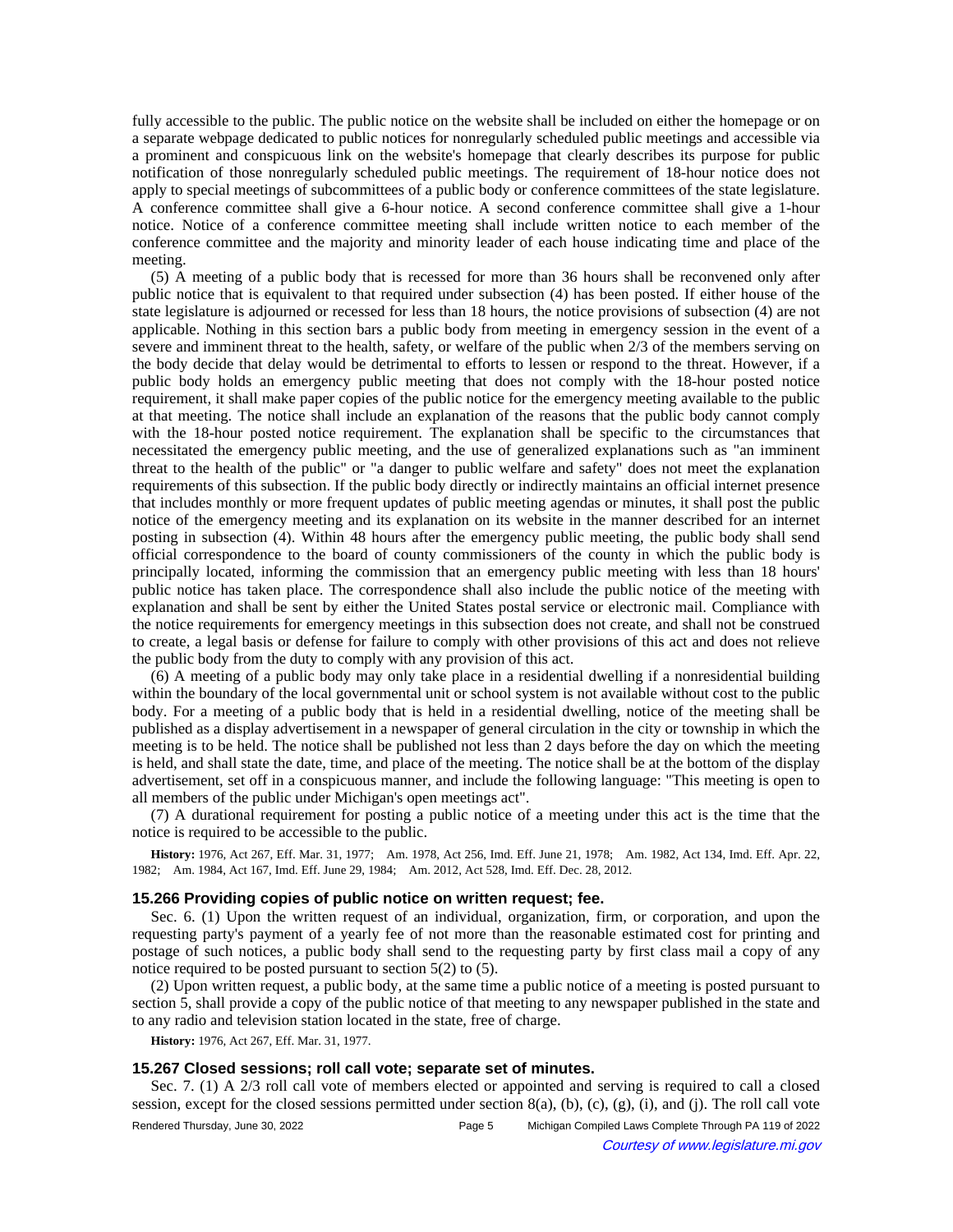fully accessible to the public. The public notice on the website shall be included on either the homepage or on a separate webpage dedicated to public notices for nonregularly scheduled public meetings and accessible via a prominent and conspicuous link on the website's homepage that clearly describes its purpose for public notification of those nonregularly scheduled public meetings. The requirement of 18-hour notice does not apply to special meetings of subcommittees of a public body or conference committees of the state legislature. A conference committee shall give a 6-hour notice. A second conference committee shall give a 1-hour notice. Notice of a conference committee meeting shall include written notice to each member of the conference committee and the majority and minority leader of each house indicating time and place of the meeting.

(5) A meeting of a public body that is recessed for more than 36 hours shall be reconvened only after public notice that is equivalent to that required under subsection (4) has been posted. If either house of the state legislature is adjourned or recessed for less than 18 hours, the notice provisions of subsection (4) are not applicable. Nothing in this section bars a public body from meeting in emergency session in the event of a severe and imminent threat to the health, safety, or welfare of the public when 2/3 of the members serving on the body decide that delay would be detrimental to efforts to lessen or respond to the threat. However, if a public body holds an emergency public meeting that does not comply with the 18-hour posted notice requirement, it shall make paper copies of the public notice for the emergency meeting available to the public at that meeting. The notice shall include an explanation of the reasons that the public body cannot comply with the 18-hour posted notice requirement. The explanation shall be specific to the circumstances that necessitated the emergency public meeting, and the use of generalized explanations such as "an imminent threat to the health of the public" or "a danger to public welfare and safety" does not meet the explanation requirements of this subsection. If the public body directly or indirectly maintains an official internet presence that includes monthly or more frequent updates of public meeting agendas or minutes, it shall post the public notice of the emergency meeting and its explanation on its website in the manner described for an internet posting in subsection (4). Within 48 hours after the emergency public meeting, the public body shall send official correspondence to the board of county commissioners of the county in which the public body is principally located, informing the commission that an emergency public meeting with less than 18 hours' public notice has taken place. The correspondence shall also include the public notice of the meeting with explanation and shall be sent by either the United States postal service or electronic mail. Compliance with the notice requirements for emergency meetings in this subsection does not create, and shall not be construed to create, a legal basis or defense for failure to comply with other provisions of this act and does not relieve the public body from the duty to comply with any provision of this act.

(6) A meeting of a public body may only take place in a residential dwelling if a nonresidential building within the boundary of the local governmental unit or school system is not available without cost to the public body. For a meeting of a public body that is held in a residential dwelling, notice of the meeting shall be published as a display advertisement in a newspaper of general circulation in the city or township in which the meeting is to be held. The notice shall be published not less than 2 days before the day on which the meeting is held, and shall state the date, time, and place of the meeting. The notice shall be at the bottom of the display advertisement, set off in a conspicuous manner, and include the following language: "This meeting is open to all members of the public under Michigan's open meetings act".

(7) A durational requirement for posting a public notice of a meeting under this act is the time that the notice is required to be accessible to the public.

**History:** 1976, Act 267, Eff. Mar. 31, 1977;—Am. 1978, Act 256, Imd. Eff. June 21, 1978;—Am. 1982, Act 134, Imd. Eff. Apr. 22, 1982;—Am. 1984, Act 167, Imd. Eff. June 29, 1984;—Am. 2012, Act 528, Imd. Eff. Dec. 28, 2012.

### 15.266 Providing copies of public notice on written request; fee.

Sec. 6. (1) Upon the written request of an individual, organization, firm, or corporation, and upon the requesting party's payment of a yearly fee of not more than the reasonable estimated cost for printing and postage of such notices, a public body shall send to the requesting party by first class mail a copy of any notice required to be posted pursuant to section 5(2) to (5).

(2) Upon written request, a public body, at the same time a public notice of a meeting is posted pursuant to section 5, shall provide a copy of the public notice of that meeting to any newspaper published in the state and to any radio and television station located in the state, free of charge.

**History:** 1976, Act 267, Eff. Mar. 31, 1977.

### 15.267 Closed sessions; roll call vote; separate set of minutes.

Sec. 7. (1) A 2/3 roll call vote of members elected or appointed and serving is required to call a closed session, except for the closed sessions permitted under section 8(a), (b), (c), (g), (i), and (j). The roll call vote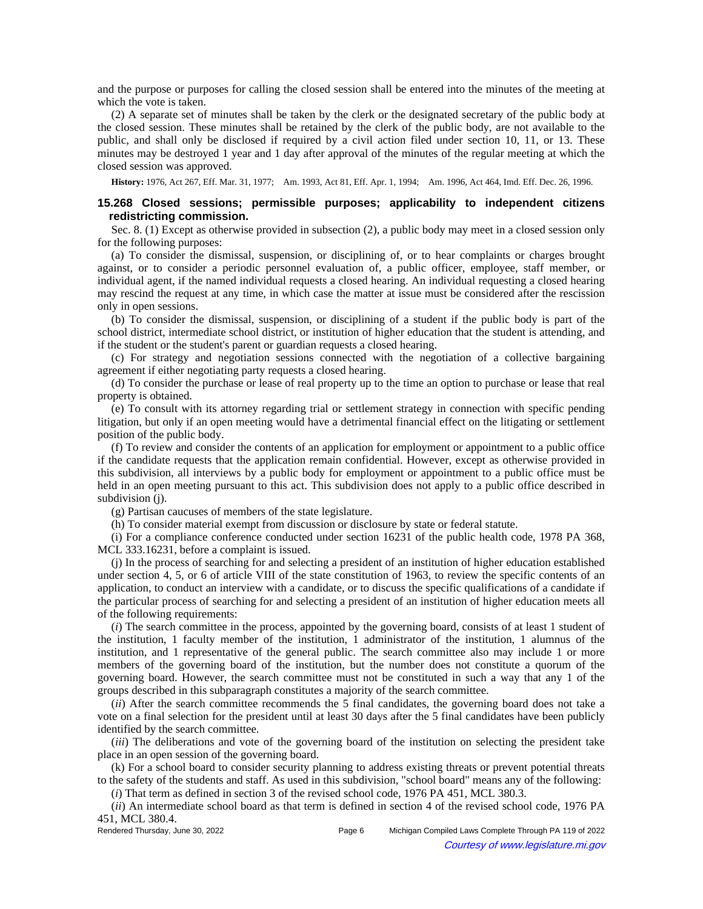and the purpose or purposes for calling the closed session shall be entered into the minutes of the meeting at which the vote is taken.

(2) A separate set of minutes shall be taken by the clerk or the designated secretary of the public body at the closed session. These minutes shall be retained by the clerk of the public body, are not available to the public, and shall only be disclosed if required by a civil action filed under section 10, 11, or 13. These minutes may be destroyed 1 year and 1 day after approval of the minutes of the regular meeting at which the closed session was approved.

**History:** 1976, Act 267, Eff. Mar. 31, 1977; Am. 1993, Act 81, Eff. Apr. 1, 1994; Am. 1996, Act 464, Imd. Eff. Dec. 26, 1996.

### 15.268 Closed sessions; permissible purposes; applicability to independent citizens redistricting commission.

Sec. 8. (1) Except as otherwise provided in subsection (2), a public body may meet in a closed session only for the following purposes:

(a) To consider the dismissal, suspension, or disciplining of, or to hear complaints or charges brought against, or to consider a periodic personnel evaluation of, a public officer, employee, staff member, or individual agent, if the named individual requests a closed hearing. An individual requesting a closed hearing may rescind the request at any time, in which case the matter at issue must be considered after the rescission only in open sessions.

(b) To consider the dismissal, suspension, or disciplining of a student if the public body is part of the school district, intermediate school district, or institution of higher education that the student is attending, and if the student or the student's parent or guardian requests a closed hearing.

(c) For strategy and negotiation sessions connected with the negotiation of a collective bargaining agreement if either negotiating party requests a closed hearing.

(d) To consider the purchase or lease of real property up to the time an option to purchase or lease that real property is obtained.

(e) To consult with its attorney regarding trial or settlement strategy in connection with specific pending litigation, but only if an open meeting would have a detrimental financial effect on the litigating or settlement position of the public body.

(f) To review and consider the contents of an application for employment or appointment to a public office if the candidate requests that the application remain confidential. However, except as otherwise provided in this subdivision, all interviews by a public body for employment or appointment to a public office must be held in an open meeting pursuant to this act. This subdivision does not apply to a public office described in subdivision (j).

(g) Partisan caucuses of members of the state legislature.

(h) To consider material exempt from discussion or disclosure by state or federal statute.

(i) For a compliance conference conducted under section 16231 of the public health code, 1978 PA 368, MCL 333.16231, before a complaint is issued.

(j) In the process of searching for and selecting a president of an institution of higher education established under section 4, 5, or 6 of article VIII of the state constitution of 1963, to review the specific contents of an application, to conduct an interview with a candidate, or to discuss the specific qualifications of a candidate if the particular process of searching for and selecting a president of an institution of higher education meets all of the following requirements:

(*i*) The search committee in the process, appointed by the governing board, consists of at least 1 student of the institution, 1 faculty member of the institution, 1 administrator of the institution, 1 alumnus of the institution, and 1 representative of the general public. The search committee also may include 1 or more members of the governing board of the institution, but the number does not constitute a quorum of the governing board. However, the search committee must not be constituted in such a way that any 1 of the groups described in this subparagraph constitutes a majority of the search committee.

(*ii*) After the search committee recommends the 5 final candidates, the governing board does not take a vote on a final selection for the president until at least 30 days after the 5 final candidates have been publicly identified by the search committee.

(*iii*) The deliberations and vote of the governing board of the institution on selecting the president take place in an open session of the governing board.

(k) For a school board to consider security planning to address existing threats or prevent potential threats to the safety of the students and staff. As used in this subdivision, "school board" means any of the following:

(*i*) That term as defined in section 3 of the revised school code, 1976 PA 451, MCL 380.3.

(*ii*) An intermediate school board as that term is defined in section 4 of the revised school code, 1976 PA 451, MCL 380.4.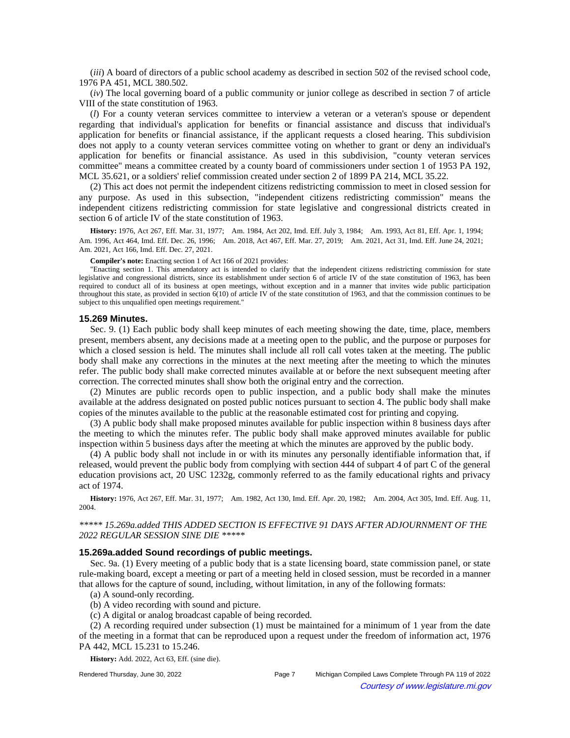(*iii*) A board of directors of a public school academy as described in section 502 of the revised school code, 1976 PA 451, MCL 380.502.

(*iv*) The local governing board of a public community or junior college as described in section 7 of article VIII of the state constitution of 1963.

(*l*) For a county veteran services committee to interview a veteran or a veteran's spouse or dependent regarding that individual's application for benefits or financial assistance and discuss that individual's application for benefits or financial assistance, if the applicant requests a closed hearing. This subdivision does not apply to a county veteran services committee voting on whether to grant or deny an individual's application for benefits or financial assistance. As used in this subdivision, "county veteran services committee" means a committee created by a county board of commissioners under section 1 of 1953 PA 192, MCL 35.621, or a soldiers' relief commission created under section 2 of 1899 PA 214, MCL 35.22.

(2) This act does not permit the independent citizens redistricting commission to meet in closed session for any purpose. As used in this subsection, "independent citizens redistricting commission" means the independent citizens redistricting commission for state legislative and congressional districts created in section 6 of article IV of the state constitution of 1963.

**History:** 1976, Act 267, Eff. Mar. 31, 1977; Am. 1984, Act 202, Imd. Eff. July 3, 1984; Am. 1993, Act 81, Eff. Apr. 1, 1994; Am. 1996, Act 464, Imd. Eff. Dec. 26, 1996; Am. 2018, Act 467, Eff. Mar. 27, 2019; Am. 2021, Act 31, Imd. Eff. June 24, 2021; Am. 2021, Act 166, Imd. Eff. Dec. 27, 2021.

**Compiler's note:** Enacting section 1 of Act 166 of 2021 provides:

"Enacting section 1. This amendatory act is intended to clarify that the independent citizens redistricting commission for state legislative and congressional districts, since its establishment under section 6 of article IV of the state constitution of 1963, has been required to conduct all of its business at open meetings, without exception and in a manner that invites wide public participation throughout this state, as provided in section 6(10) of article IV of the state constitution of 1963, and that the commission continues to be subject to this unqualified open meetings requirement."

### 15.269 Minutes.

Sec. 9. (1) Each public body shall keep minutes of each meeting showing the date, time, place, members present, members absent, any decisions made at a meeting open to the public, and the purpose or purposes for which a closed session is held. The minutes shall include all roll call votes taken at the meeting. The public body shall make any corrections in the minutes at the next meeting after the meeting to which the minutes refer. The public body shall make corrected minutes available at or before the next subsequent meeting after correction. The corrected minutes shall show both the original entry and the correction.

(2) Minutes are public records open to public inspection, and a public body shall make the minutes available at the address designated on posted public notices pursuant to section 4. The public body shall make copies of the minutes available to the public at the reasonable estimated cost for printing and copying.

(3) A public body shall make proposed minutes available for public inspection within 8 business days after the meeting to which the minutes refer. The public body shall make approved minutes available for public inspection within 5 business days after the meeting at which the minutes are approved by the public body.

(4) A public body shall not include in or with its minutes any personally identifiable information that, if released, would prevent the public body from complying with section 444 of subpart 4 of part C of the general education provisions act, 20 USC 1232g, commonly referred to as the family educational rights and privacy act of 1974.

**History:** 1976, Act 267, Eff. Mar. 31, 1977; Am. 1982, Act 130, Imd. Eff. Apr. 20, 1982; Am. 2004, Act 305, Imd. Eff. Aug. 11, 2004.

*\*\*\*\*\* 15.269a.added THIS ADDED SECTION IS EFFECTIVE 91 DAYS AFTER ADJOURNMENT OF THE 2022 REGULAR SESSION SINE DIE \*\*\*\*\**

### 15.269a.added Sound recordings of public meetings.

Sec. 9a. (1) Every meeting of a public body that is a state licensing board, state commission panel, or state rule-making board, except a meeting or part of a meeting held in closed session, must be recorded in a manner that allows for the capture of sound, including, without limitation, in any of the following formats:

(a) A sound-only recording.

(b) A video recording with sound and picture.

(c) A digital or analog broadcast capable of being recorded.

(2) A recording required under subsection (1) must be maintained for a minimum of 1 year from the date of the meeting in a format that can be reproduced upon a request under the freedom of information act, 1976 PA 442, MCL 15.231 to 15.246.

**History:** Add. 2022, Act 63, Eff. (sine die).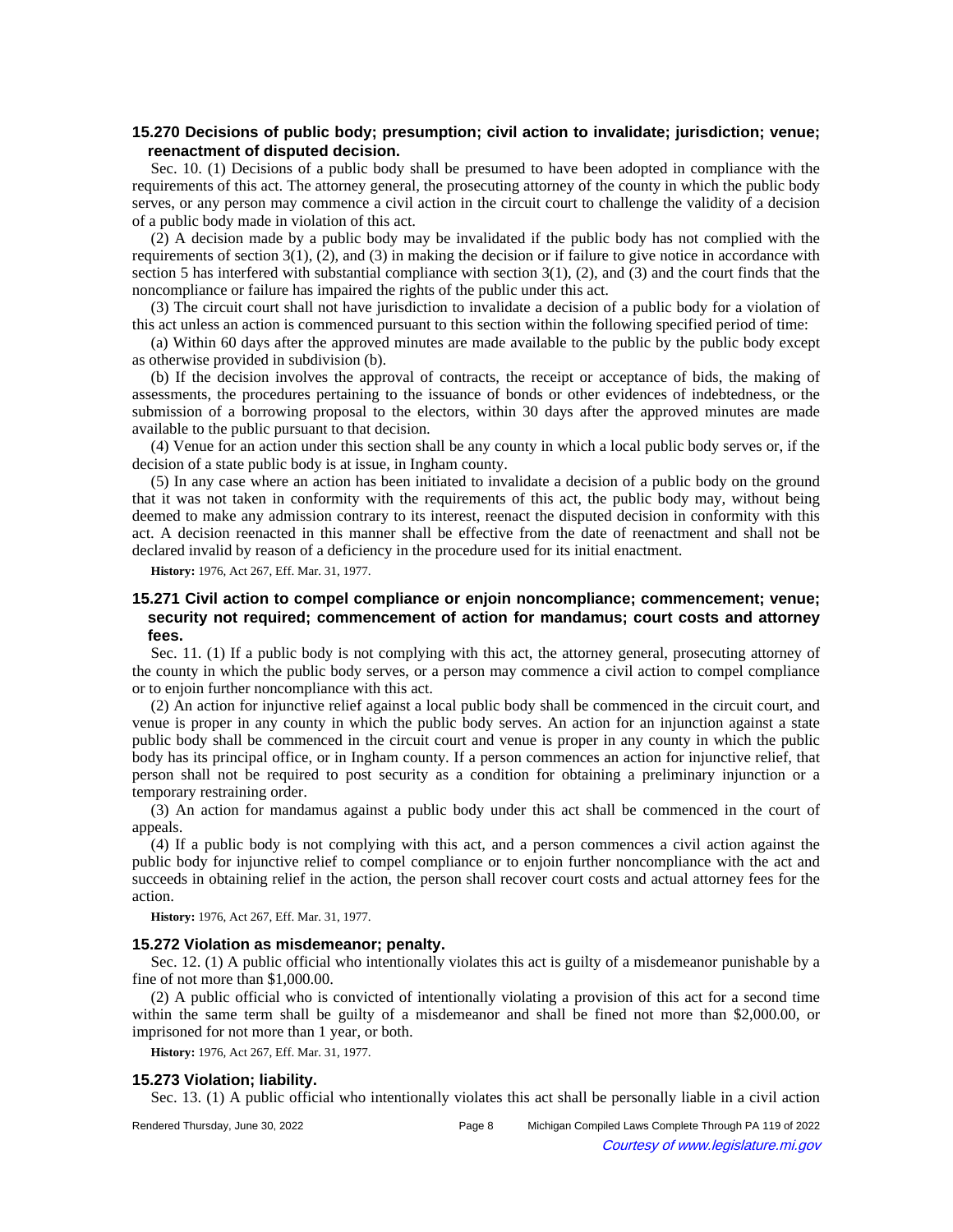### 15.270 Decisions of public body; presumption; civil action to invalidate; jurisdiction; venue; reenactment of disputed decision.

Sec. 10. (1) Decisions of a public body shall be presumed to have been adopted in compliance with the requirements of this act. The attorney general, the prosecuting attorney of the county in which the public body serves, or any person may commence a civil action in the circuit court to challenge the validity of a decision of a public body made in violation of this act.

(2) A decision made by a public body may be invalidated if the public body has not complied with the requirements of section 3(1), (2), and (3) in making the decision or if failure to give notice in accordance with section 5 has interfered with substantial compliance with section 3(1), (2), and (3) and the court finds that the noncompliance or failure has impaired the rights of the public under this act.

(3) The circuit court shall not have jurisdiction to invalidate a decision of a public body for a violation of this act unless an action is commenced pursuant to this section within the following specified period of time:

(a) Within 60 days after the approved minutes are made available to the public by the public body except as otherwise provided in subdivision (b).

(b) If the decision involves the approval of contracts, the receipt or acceptance of bids, the making of assessments, the procedures pertaining to the issuance of bonds or other evidences of indebtedness, or the submission of a borrowing proposal to the electors, within 30 days after the approved minutes are made available to the public pursuant to that decision.

(4) Venue for an action under this section shall be any county in which a local public body serves or, if the decision of a state public body is at issue, in Ingham county.

(5) In any case where an action has been initiated to invalidate a decision of a public body on the ground that it was not taken in conformity with the requirements of this act, the public body may, without being deemed to make any admission contrary to its interest, reenact the disputed decision in conformity with this act. A decision reenacted in this manner shall be effective from the date of reenactment and shall not be declared invalid by reason of a deficiency in the procedure used for its initial enactment.

**History:** 1976, Act 267, Eff. Mar. 31, 1977.

### 15.271 Civil action to compel compliance or enjoin noncompliance; commencement; venue; security not required; commencement of action for mandamus; court costs and attorney fees.

Sec. 11. (1) If a public body is not complying with this act, the attorney general, prosecuting attorney of the county in which the public body serves, or a person may commence a civil action to compel compliance or to enjoin further noncompliance with this act.

(2) An action for injunctive relief against a local public body shall be commenced in the circuit court, and venue is proper in any county in which the public body serves. An action for an injunction against a state public body shall be commenced in the circuit court and venue is proper in any county in which the public body has its principal office, or in Ingham county. If a person commences an action for injunctive relief, that person shall not be required to post security as a condition for obtaining a preliminary injunction or a temporary restraining order.

(3) An action for mandamus against a public body under this act shall be commenced in the court of appeals.

(4) If a public body is not complying with this act, and a person commences a civil action against the public body for injunctive relief to compel compliance or to enjoin further noncompliance with the act and succeeds in obtaining relief in the action, the person shall recover court costs and actual attorney fees for the action.

**History:** 1976, Act 267, Eff. Mar. 31, 1977.

### 15.272 Violation as misdemeanor; penalty.

Sec. 12. (1) A public official who intentionally violates this act is guilty of a misdemeanor punishable by a fine of not more than $1,000.00.

(2) A public official who is convicted of intentionally violating a provision of this act for a second time within the same term shall be guilty of a misdemeanor and shall be fined not more than $2,000.00, or imprisoned for not more than 1 year, or both.

**History:** 1976, Act 267, Eff. Mar. 31, 1977.

### 15.273 Violation; liability.

Sec. 13. (1) A public official who intentionally violates this act shall be personally liable in a civil action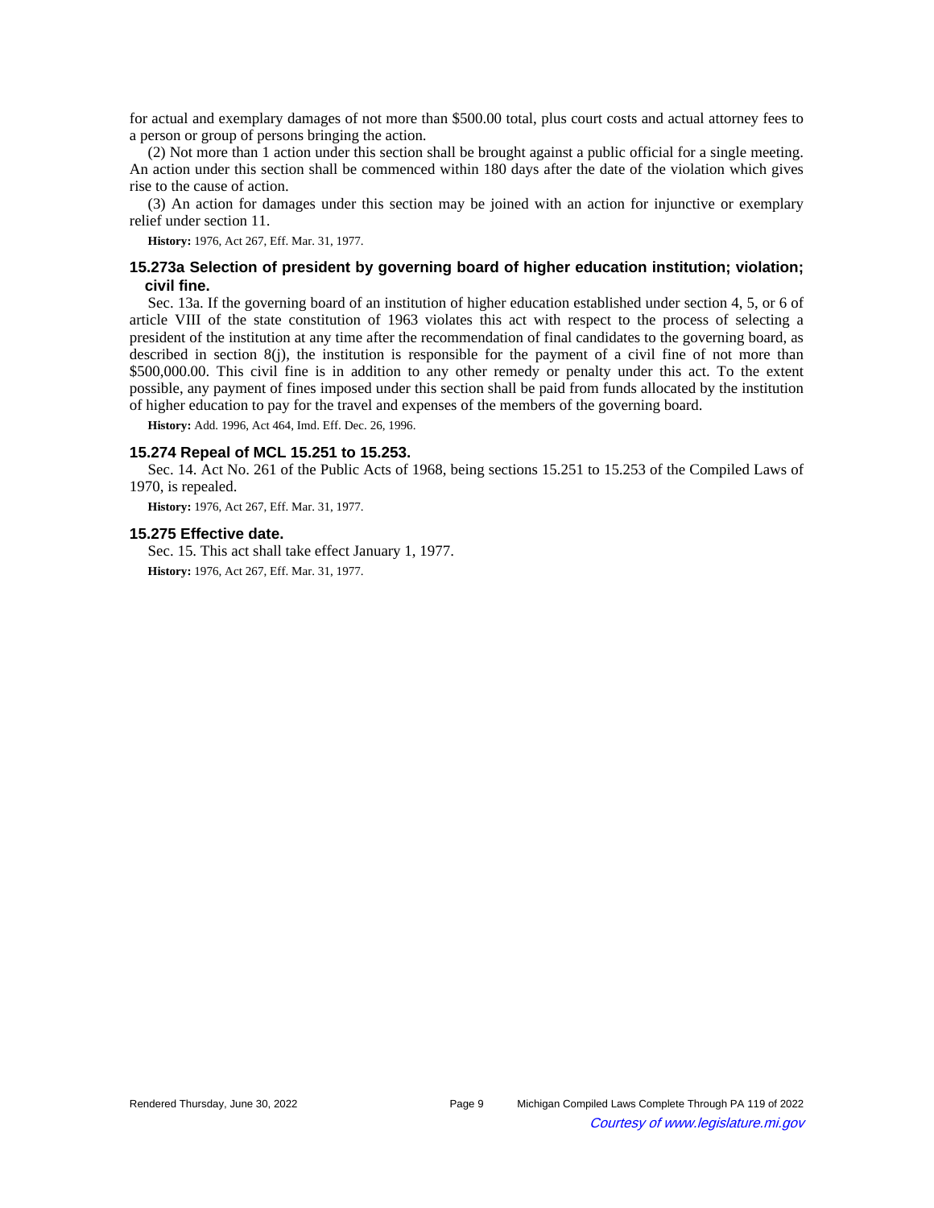for actual and exemplary damages of not more than $500.00 total, plus court costs and actual attorney fees to a person or group of persons bringing the action.

(2) Not more than 1 action under this section shall be brought against a public official for a single meeting. An action under this section shall be commenced within 180 days after the date of the violation which gives rise to the cause of action.

(3) An action for damages under this section may be joined with an action for injunctive or exemplary relief under section 11.

**History:** 1976, Act 267, Eff. Mar. 31, 1977.

### 15.273a Selection of president by governing board of higher education institution; violation; civil fine.

Sec. 13a. If the governing board of an institution of higher education established under section 4, 5, or 6 of article VIII of the state constitution of 1963 violates this act with respect to the process of selecting a president of the institution at any time after the recommendation of final candidates to the governing board, as described in section 8(j), the institution is responsible for the payment of a civil fine of not more than $500,000.00. This civil fine is in addition to any other remedy or penalty under this act. To the extent possible, any payment of fines imposed under this section shall be paid from funds allocated by the institution of higher education to pay for the travel and expenses of the members of the governing board.

**History:** Add. 1996, Act 464, Imd. Eff. Dec. 26, 1996.

### 15.274 Repeal of MCL 15.251 to 15.253.

Sec. 14. Act No. 261 of the Public Acts of 1968, being sections 15.251 to 15.253 of the Compiled Laws of 1970, is repealed.

**History:** 1976, Act 267, Eff. Mar. 31, 1977.

### 15.275 Effective date.

Sec. 15. This act shall take effect January 1, 1977.

**History:** 1976, Act 267, Eff. Mar. 31, 1977.